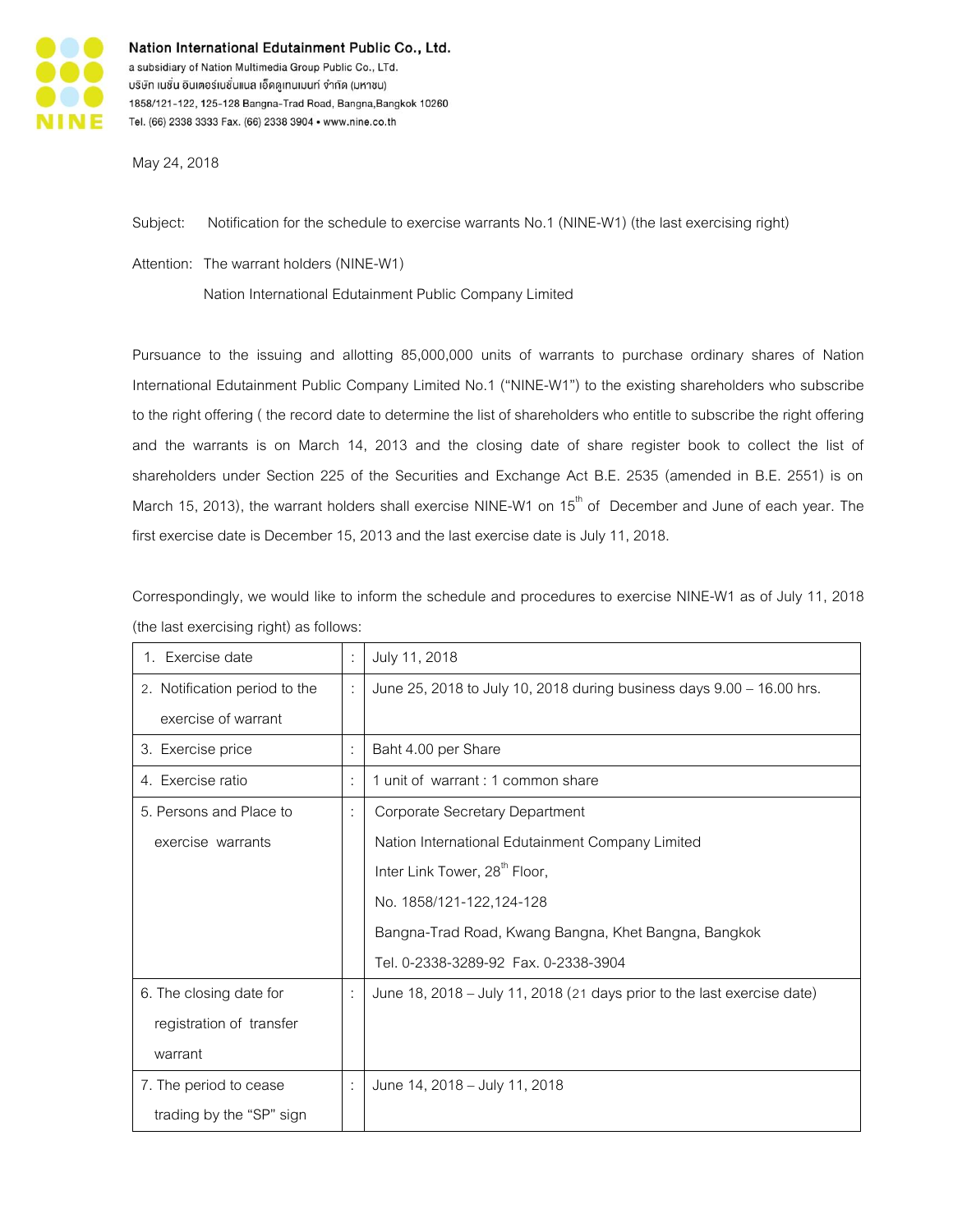**Nation International Edutainment Public Co., Ltd.**
a subsidiary of Nation Multimedia Group Public Co., LTd.
บริษัท เนชั่น อินเตอร์เนชั่นแนล เอ็ดดูเทนเมนท์ จำกัด (มหาชน)
1858/121-122, 125-128 Bangna-Trad Road, Bangna,Bangkok 10260
Tel. (66) 2338 3333 Fax. (66) 2338 3904 • www.nine.co.th

May 24, 2018

Subject: Notification for the schedule to exercise warrants No.1 (NINE-W1) (the last exercising right)

Attention: The warrant holders (NINE-W1)
Nation International Edutainment Public Company Limited

Pursuance to the issuing and allotting 85,000,000 units of warrants to purchase ordinary shares of Nation International Edutainment Public Company Limited No.1 ("NINE-W1") to the existing shareholders who subscribe to the right offering ( the record date to determine the list of shareholders who entitle to subscribe the right offering and the warrants is on March 14, 2013 and the closing date of share register book to collect the list of shareholders under Section 225 of the Securities and Exchange Act B.E. 2535 (amended in B.E. 2551) is on March 15, 2013), the warrant holders shall exercise NINE-W1 on 15th of December and June of each year. The first exercise date is December 15, 2013 and the last exercise date is July 11, 2018.

Correspondingly, we would like to inform the schedule and procedures to exercise NINE-W1 as of July 11, 2018 (the last exercising right) as follows:

| | | |
|---|---|---|
| 1. Exercise date | : | July 11, 2018 |
| 2. Notification period to the exercise of warrant | : | June 25, 2018 to July 10, 2018 during business days 9.00 – 16.00 hrs. |
| 3. Exercise price | : | Baht 4.00 per Share |
| 4. Exercise ratio | : | 1 unit of warrant : 1 common share |
| 5. Persons and Place to exercise warrants | : | Corporate Secretary Department<br>Nation International Edutainment Company Limited<br>Inter Link Tower, 28th Floor,<br>No. 1858/121-122,124-128<br>Bangna-Trad Road, Kwang Bangna, Khet Bangna, Bangkok<br>Tel. 0-2338-3289-92 Fax. 0-2338-3904 |
| 6. The closing date for registration of transfer warrant | : | June 18, 2018 – July 11, 2018 (21 days prior to the last exercise date) |
| 7. The period to cease trading by the "SP" sign | : | June 14, 2018 – July 11, 2018 |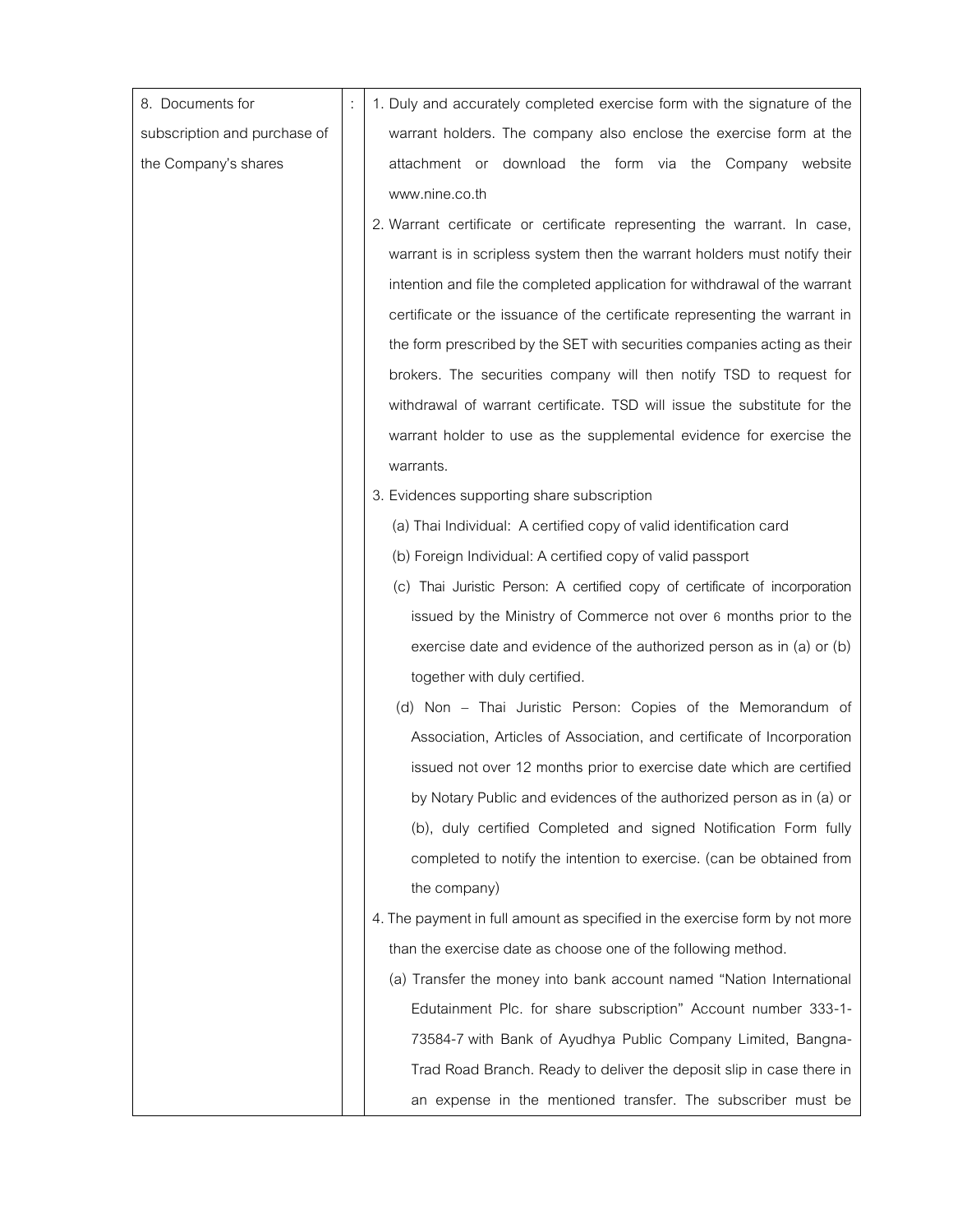| 8. Documents for subscription and purchase of the Company's shares | : | 1. Duly and accurately completed exercise form with the signature of the warrant holders. The company also enclose the exercise form at the attachment or download the form via the Company website www.nine.co.th<br>2. Warrant certificate or certificate representing the warrant. In case, warrant is in scripless system then the warrant holders must notify their intention and file the completed application for withdrawal of the warrant certificate or the issuance of the certificate representing the warrant in the form prescribed by the SET with securities companies acting as their brokers. The securities company will then notify TSD to request for withdrawal of warrant certificate. TSD will issue the substitute for the warrant holder to use as the supplemental evidence for exercise the warrants.<br>3. Evidences supporting share subscription<br>(a) Thai Individual: A certified copy of valid identification card<br>(b) Foreign Individual: A certified copy of valid passport<br>(c) Thai Juristic Person: A certified copy of certificate of incorporation issued by the Ministry of Commerce not over 6 months prior to the exercise date and evidence of the authorized person as in (a) or (b) together with duly certified.<br>(d) Non – Thai Juristic Person: Copies of the Memorandum of Association, Articles of Association, and certificate of Incorporation issued not over 12 months prior to exercise date which are certified by Notary Public and evidences of the authorized person as in (a) or (b), duly certified Completed and signed Notification Form fully completed to notify the intention to exercise. (can be obtained from the company)<br>4. The payment in full amount as specified in the exercise form by not more than the exercise date as choose one of the following method.<br>(a) Transfer the money into bank account named "Nation International Edutainment Plc. for share subscription" Account number 333-1-73584-7 with Bank of Ayudhya Public Company Limited, Bangna-Trad Road Branch. Ready to deliver the deposit slip in case there in an expense in the mentioned transfer. The subscriber must be |
|---|---|---|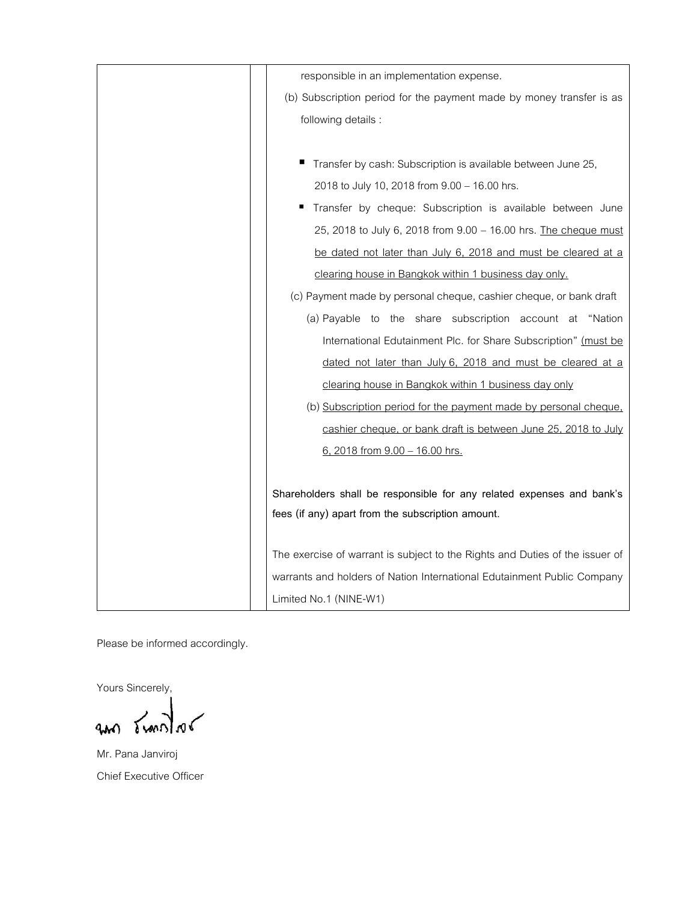| | | |
|---|---|---|
| | | responsible in an implementation expense.<br>(b) Subscription period for the payment made by money transfer is as following details :<br><br>▪ Transfer by cash: Subscription is available between June 25, 2018 to July 10, 2018 from 9.00 – 16.00 hrs.<br>▪ Transfer by cheque: Subscription is available between June 25, 2018 to July 6, 2018 from 9.00 – 16.00 hrs. <u>The cheque must be dated not later than July 6, 2018 and must be cleared at a clearing house in Bangkok within 1 business day only.</u><br>(c) Payment made by personal cheque, cashier cheque, or bank draft<br>(a) Payable to the share subscription account at "Nation International Edutainment Plc. for Share Subscription" <u>(must be dated not later than July 6, 2018 and must be cleared at a clearing house in Bangkok within 1 business day only</u><br>(b) <u>Subscription period for the payment made by personal cheque, cashier cheque, or bank draft is between June 25, 2018 to July 6, 2018 from 9.00 – 16.00 hrs.</u><br><br>**Shareholders shall be responsible for any related expenses and bank's fees (if any) apart from the subscription amount.**<br><br>The exercise of warrant is subject to the Rights and Duties of the issuer of warrants and holders of Nation International Edutainment Public Company Limited No.1 (NINE-W1) |

Please be informed accordingly.

Yours Sincerely,

Mr. Pana Janviroj

Chief Executive Officer